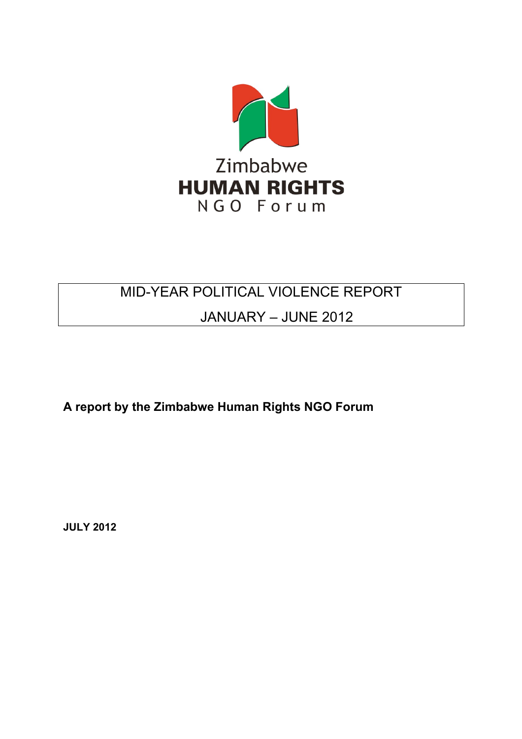Zimbabwe
**HUMAN RIGHTS**
NGO Forum

# MID-YEAR POLITICAL VIOLENCE REPORT
# JANUARY – JUNE 2012

**A report by the Zimbabwe Human Rights NGO Forum**

**JULY 2012**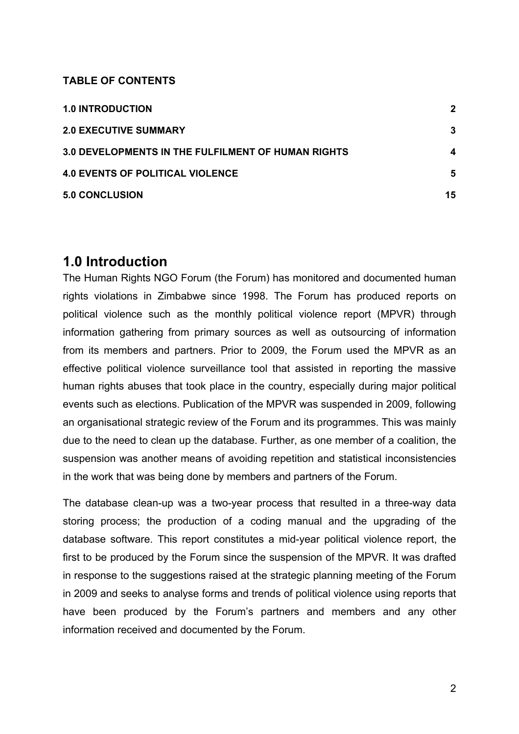**TABLE OF CONTENTS**

| | |
|---|---|
| **1.0 INTRODUCTION** | **2** |
| **2.0 EXECUTIVE SUMMARY** | **3** |
| **3.0 DEVELOPMENTS IN THE FULFILMENT OF HUMAN RIGHTS** | **4** |
| **4.0 EVENTS OF POLITICAL VIOLENCE** | **5** |
| **5.0 CONCLUSION** | **15** |

# 1.0 Introduction

The Human Rights NGO Forum (the Forum) has monitored and documented human rights violations in Zimbabwe since 1998. The Forum has produced reports on political violence such as the monthly political violence report (MPVR) through information gathering from primary sources as well as outsourcing of information from its members and partners. Prior to 2009, the Forum used the MPVR as an effective political violence surveillance tool that assisted in reporting the massive human rights abuses that took place in the country, especially during major political events such as elections. Publication of the MPVR was suspended in 2009, following an organisational strategic review of the Forum and its programmes. This was mainly due to the need to clean up the database. Further, as one member of a coalition, the suspension was another means of avoiding repetition and statistical inconsistencies in the work that was being done by members and partners of the Forum.

The database clean-up was a two-year process that resulted in a three-way data storing process; the production of a coding manual and the upgrading of the database software. This report constitutes a mid-year political violence report, the first to be produced by the Forum since the suspension of the MPVR. It was drafted in response to the suggestions raised at the strategic planning meeting of the Forum in 2009 and seeks to analyse forms and trends of political violence using reports that have been produced by the Forum's partners and members and any other information received and documented by the Forum.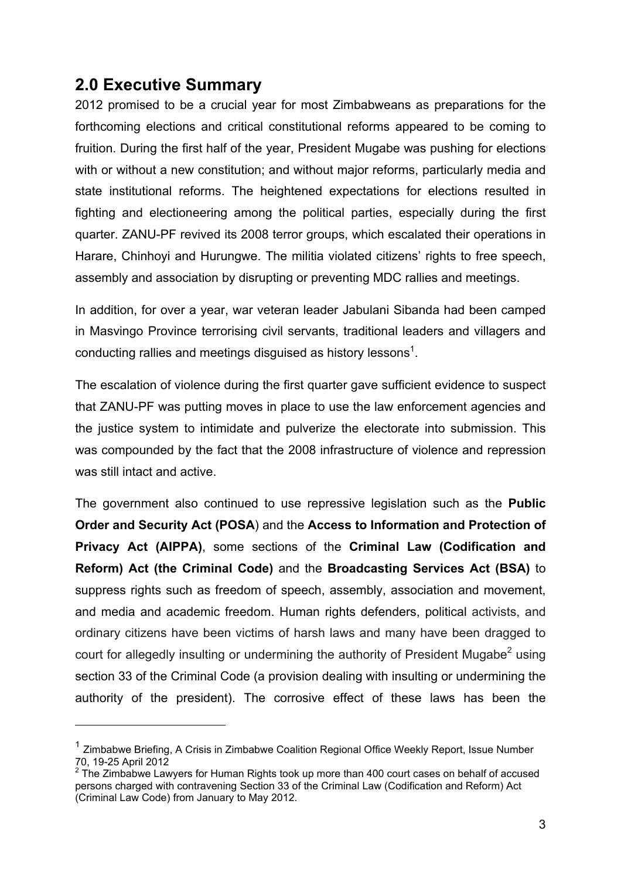## 2.0 Executive Summary

2012 promised to be a crucial year for most Zimbabweans as preparations for the forthcoming elections and critical constitutional reforms appeared to be coming to fruition. During the first half of the year, President Mugabe was pushing for elections with or without a new constitution; and without major reforms, particularly media and state institutional reforms. The heightened expectations for elections resulted in fighting and electioneering among the political parties, especially during the first quarter. ZANU-PF revived its 2008 terror groups, which escalated their operations in Harare, Chinhoyi and Hurungwe. The militia violated citizens' rights to free speech, assembly and association by disrupting or preventing MDC rallies and meetings.

In addition, for over a year, war veteran leader Jabulani Sibanda had been camped in Masvingo Province terrorising civil servants, traditional leaders and villagers and conducting rallies and meetings disguised as history lessons[1].

The escalation of violence during the first quarter gave sufficient evidence to suspect that ZANU-PF was putting moves in place to use the law enforcement agencies and the justice system to intimidate and pulverize the electorate into submission. This was compounded by the fact that the 2008 infrastructure of violence and repression was still intact and active.

The government also continued to use repressive legislation such as the **Public Order and Security Act (POSA**) and the **Access to Information and Protection of Privacy Act (AIPPA)**, some sections of the **Criminal Law (Codification and Reform) Act (the Criminal Code)** and the **Broadcasting Services Act (BSA)** to suppress rights such as freedom of speech, assembly, association and movement, and media and academic freedom. Human rights defenders, political activists, and ordinary citizens have been victims of harsh laws and many have been dragged to court for allegedly insulting or undermining the authority of President Mugabe[2] using section 33 of the Criminal Code (a provision dealing with insulting or undermining the authority of the president). The corrosive effect of these laws has been the

---

[1] Zimbabwe Briefing, A Crisis in Zimbabwe Coalition Regional Office Weekly Report, Issue Number 70, 19-25 April 2012

[2] The Zimbabwe Lawyers for Human Rights took up more than 400 court cases on behalf of accused persons charged with contravening Section 33 of the Criminal Law (Codification and Reform) Act (Criminal Law Code) from January to May 2012.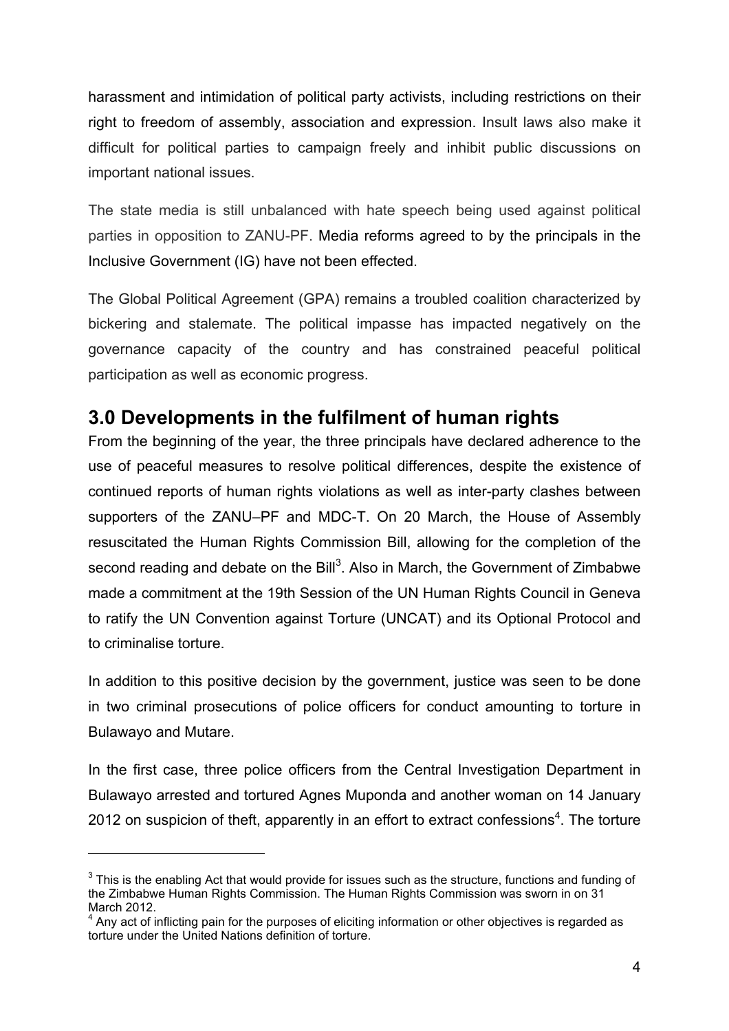harassment and intimidation of political party activists, including restrictions on their right to freedom of assembly, association and expression. Insult laws also make it difficult for political parties to campaign freely and inhibit public discussions on important national issues.

The state media is still unbalanced with hate speech being used against political parties in opposition to ZANU-PF. Media reforms agreed to by the principals in the Inclusive Government (IG) have not been effected.

The Global Political Agreement (GPA) remains a troubled coalition characterized by bickering and stalemate. The political impasse has impacted negatively on the governance capacity of the country and has constrained peaceful political participation as well as economic progress.

## 3.0 Developments in the fulfilment of human rights

From the beginning of the year, the three principals have declared adherence to the use of peaceful measures to resolve political differences, despite the existence of continued reports of human rights violations as well as inter-party clashes between supporters of the ZANU–PF and MDC-T. On 20 March, the House of Assembly resuscitated the Human Rights Commission Bill, allowing for the completion of the second reading and debate on the Bill[3]. Also in March, the Government of Zimbabwe made a commitment at the 19th Session of the UN Human Rights Council in Geneva to ratify the UN Convention against Torture (UNCAT) and its Optional Protocol and to criminalise torture.

In addition to this positive decision by the government, justice was seen to be done in two criminal prosecutions of police officers for conduct amounting to torture in Bulawayo and Mutare.

In the first case, three police officers from the Central Investigation Department in Bulawayo arrested and tortured Agnes Muponda and another woman on 14 January 2012 on suspicion of theft, apparently in an effort to extract confessions[4]. The torture

---

[3] This is the enabling Act that would provide for issues such as the structure, functions and funding of the Zimbabwe Human Rights Commission. The Human Rights Commission was sworn in on 31 March 2012.

[4] Any act of inflicting pain for the purposes of eliciting information or other objectives is regarded as torture under the United Nations definition of torture.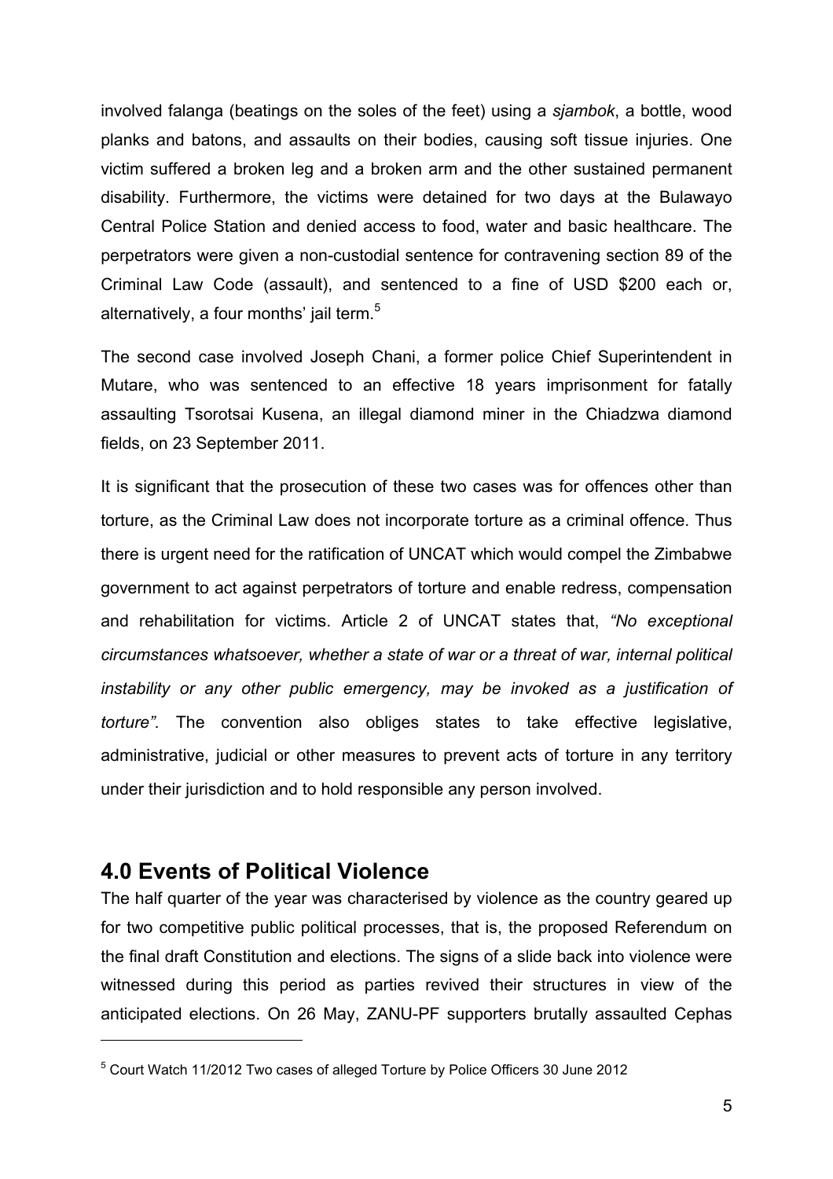involved falanga (beatings on the soles of the feet) using a *sjambok*, a bottle, wood planks and batons, and assaults on their bodies, causing soft tissue injuries. One victim suffered a broken leg and a broken arm and the other sustained permanent disability. Furthermore, the victims were detained for two days at the Bulawayo Central Police Station and denied access to food, water and basic healthcare. The perpetrators were given a non-custodial sentence for contravening section 89 of the Criminal Law Code (assault), and sentenced to a fine of USD $200 each or, alternatively, a four months' jail term.[5]

The second case involved Joseph Chani, a former police Chief Superintendent in Mutare, who was sentenced to an effective 18 years imprisonment for fatally assaulting Tsorotsai Kusena, an illegal diamond miner in the Chiadzwa diamond fields, on 23 September 2011.

It is significant that the prosecution of these two cases was for offences other than torture, as the Criminal Law does not incorporate torture as a criminal offence. Thus there is urgent need for the ratification of UNCAT which would compel the Zimbabwe government to act against perpetrators of torture and enable redress, compensation and rehabilitation for victims. Article 2 of UNCAT states that, *"No exceptional circumstances whatsoever, whether a state of war or a threat of war, internal political instability or any other public emergency, may be invoked as a justification of torture".* The convention also obliges states to take effective legislative, administrative, judicial or other measures to prevent acts of torture in any territory under their jurisdiction and to hold responsible any person involved.

## 4.0 Events of Political Violence

The half quarter of the year was characterised by violence as the country geared up for two competitive public political processes, that is, the proposed Referendum on the final draft Constitution and elections. The signs of a slide back into violence were witnessed during this period as parties revived their structures in view of the anticipated elections. On 26 May, ZANU-PF supporters brutally assaulted Cephas

---

[5] Court Watch 11/2012 Two cases of alleged Torture by Police Officers 30 June 2012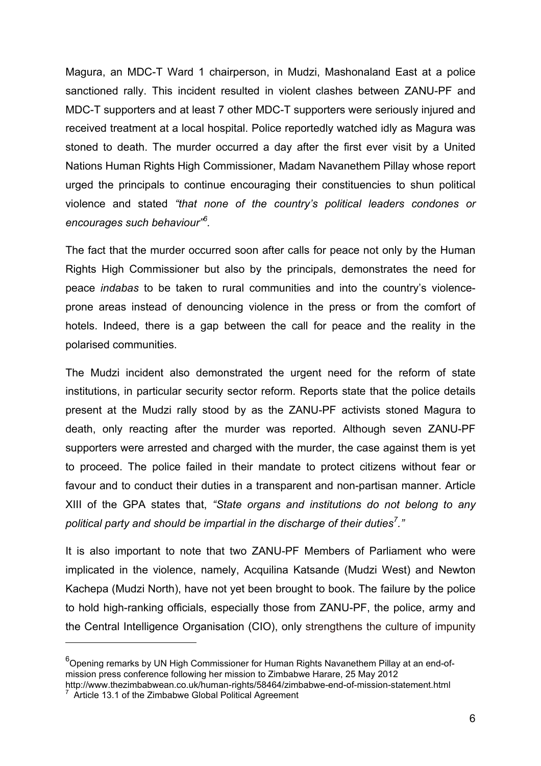Magura, an MDC-T Ward 1 chairperson, in Mudzi, Mashonaland East at a police sanctioned rally. This incident resulted in violent clashes between ZANU-PF and MDC-T supporters and at least 7 other MDC-T supporters were seriously injured and received treatment at a local hospital. Police reportedly watched idly as Magura was stoned to death. The murder occurred a day after the first ever visit by a United Nations Human Rights High Commissioner, Madam Navanethem Pillay whose report urged the principals to continue encouraging their constituencies to shun political violence and stated *"that none of the country's political leaders condones or encourages such behaviour"*[6].

The fact that the murder occurred soon after calls for peace not only by the Human Rights High Commissioner but also by the principals, demonstrates the need for peace *indabas* to be taken to rural communities and into the country's violence-prone areas instead of denouncing violence in the press or from the comfort of hotels. Indeed, there is a gap between the call for peace and the reality in the polarised communities.

The Mudzi incident also demonstrated the urgent need for the reform of state institutions, in particular security sector reform. Reports state that the police details present at the Mudzi rally stood by as the ZANU-PF activists stoned Magura to death, only reacting after the murder was reported. Although seven ZANU-PF supporters were arrested and charged with the murder, the case against them is yet to proceed. The police failed in their mandate to protect citizens without fear or favour and to conduct their duties in a transparent and non-partisan manner. Article XIII of the GPA states that, *"State organs and institutions do not belong to any political party and should be impartial in the discharge of their duties*[7]*."*

It is also important to note that two ZANU-PF Members of Parliament who were implicated in the violence, namely, Acquilina Katsande (Mudzi West) and Newton Kachepa (Mudzi North), have not yet been brought to book. The failure by the police to hold high-ranking officials, especially those from ZANU-PF, the police, army and the Central Intelligence Organisation (CIO), only strengthens the culture of impunity

---

[6] Opening remarks by UN High Commissioner for Human Rights Navanethem Pillay at an end-of-mission press conference following her mission to Zimbabwe Harare, 25 May 2012 http://www.thezimbabwean.co.uk/human-rights/58464/zimbabwe-end-of-mission-statement.html

[7] Article 13.1 of the Zimbabwe Global Political Agreement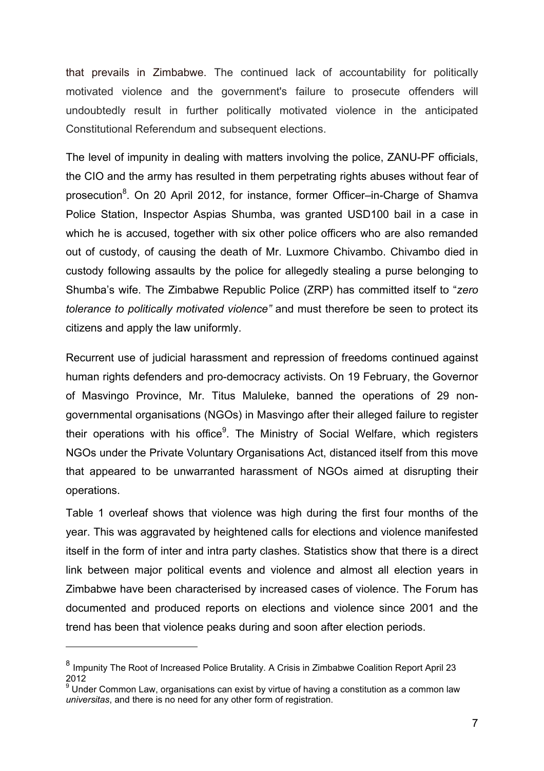that prevails in Zimbabwe. The continued lack of accountability for politically motivated violence and the government's failure to prosecute offenders will undoubtedly result in further politically motivated violence in the anticipated Constitutional Referendum and subsequent elections.

The level of impunity in dealing with matters involving the police, ZANU-PF officials, the CIO and the army has resulted in them perpetrating rights abuses without fear of prosecution[8]. On 20 April 2012, for instance, former Officer–in-Charge of Shamva Police Station, Inspector Aspias Shumba, was granted USD100 bail in a case in which he is accused, together with six other police officers who are also remanded out of custody, of causing the death of Mr. Luxmore Chivambo. Chivambo died in custody following assaults by the police for allegedly stealing a purse belonging to Shumba's wife. The Zimbabwe Republic Police (ZRP) has committed itself to "*zero tolerance to politically motivated violence"* and must therefore be seen to protect its citizens and apply the law uniformly.

Recurrent use of judicial harassment and repression of freedoms continued against human rights defenders and pro-democracy activists. On 19 February, the Governor of Masvingo Province, Mr. Titus Maluleke, banned the operations of 29 non-governmental organisations (NGOs) in Masvingo after their alleged failure to register their operations with his office[9]. The Ministry of Social Welfare, which registers NGOs under the Private Voluntary Organisations Act, distanced itself from this move that appeared to be unwarranted harassment of NGOs aimed at disrupting their operations.

Table 1 overleaf shows that violence was high during the first four months of the year. This was aggravated by heightened calls for elections and violence manifested itself in the form of inter and intra party clashes. Statistics show that there is a direct link between major political events and violence and almost all election years in Zimbabwe have been characterised by increased cases of violence. The Forum has documented and produced reports on elections and violence since 2001 and the trend has been that violence peaks during and soon after election periods.

---

[8] Impunity The Root of Increased Police Brutality. A Crisis in Zimbabwe Coalition Report April 23 2012

[9] Under Common Law, organisations can exist by virtue of having a constitution as a common law *universitas*, and there is no need for any other form of registration.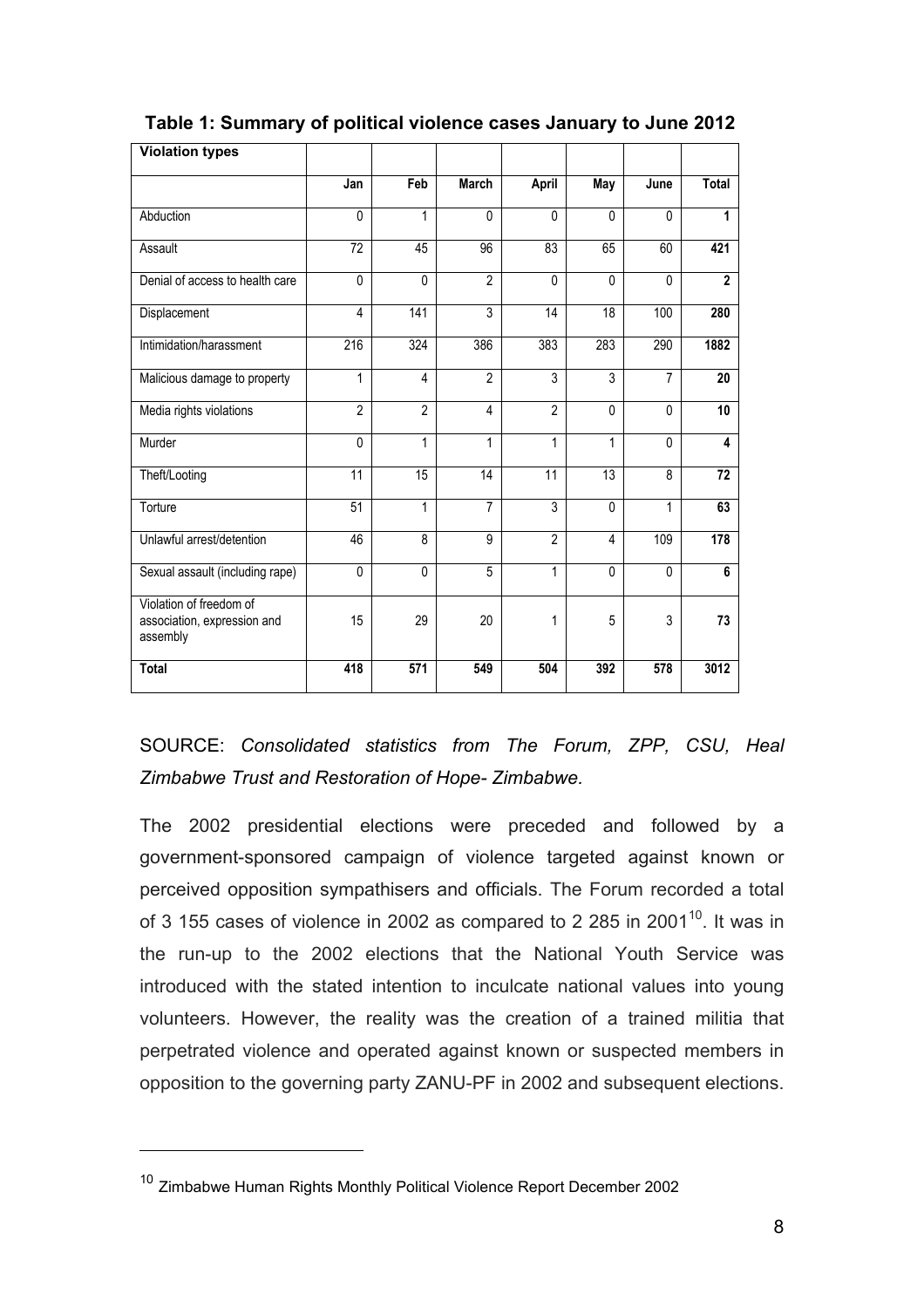**Table 1: Summary of political violence cases January to June 2012**

| Violation types | | | | | | | |
|---|---|---|---|---|---|---|---|
| | Jan | Feb | March | April | May | June | Total |
| Abduction | 0 | 1 | 0 | 0 | 0 | 0 | **1** |
| Assault | 72 | 45 | 96 | 83 | 65 | 60 | **421** |
| Denial of access to health care | 0 | 0 | 2 | 0 | 0 | 0 | **2** |
| Displacement | 4 | 141 | 3 | 14 | 18 | 100 | **280** |
| Intimidation/harassment | 216 | 324 | 386 | 383 | 283 | 290 | **1882** |
| Malicious damage to property | 1 | 4 | 2 | 3 | 3 | 7 | **20** |
| Media rights violations | 2 | 2 | 4 | 2 | 0 | 0 | **10** |
| Murder | 0 | 1 | 1 | 1 | 1 | 0 | **4** |
| Theft/Looting | 11 | 15 | 14 | 11 | 13 | 8 | **72** |
| Torture | 51 | 1 | 7 | 3 | 0 | 1 | **63** |
| Unlawful arrest/detention | 46 | 8 | 9 | 2 | 4 | 109 | **178** |
| Sexual assault (including rape) | 0 | 0 | 5 | 1 | 0 | 0 | **6** |
| Violation of freedom of association, expression and assembly | 15 | 29 | 20 | 1 | 5 | 3 | **73** |
| **Total** | **418** | **571** | **549** | **504** | **392** | **578** | **3012** |

SOURCE: *Consolidated statistics from The Forum, ZPP, CSU, Heal Zimbabwe Trust and Restoration of Hope- Zimbabwe.*

The 2002 presidential elections were preceded and followed by a government-sponsored campaign of violence targeted against known or perceived opposition sympathisers and officials. The Forum recorded a total of 3 155 cases of violence in 2002 as compared to 2 285 in 2001[10]. It was in the run-up to the 2002 elections that the National Youth Service was introduced with the stated intention to inculcate national values into young volunteers. However, the reality was the creation of a trained militia that perpetrated violence and operated against known or suspected members in opposition to the governing party ZANU-PF in 2002 and subsequent elections.

[10] Zimbabwe Human Rights Monthly Political Violence Report December 2002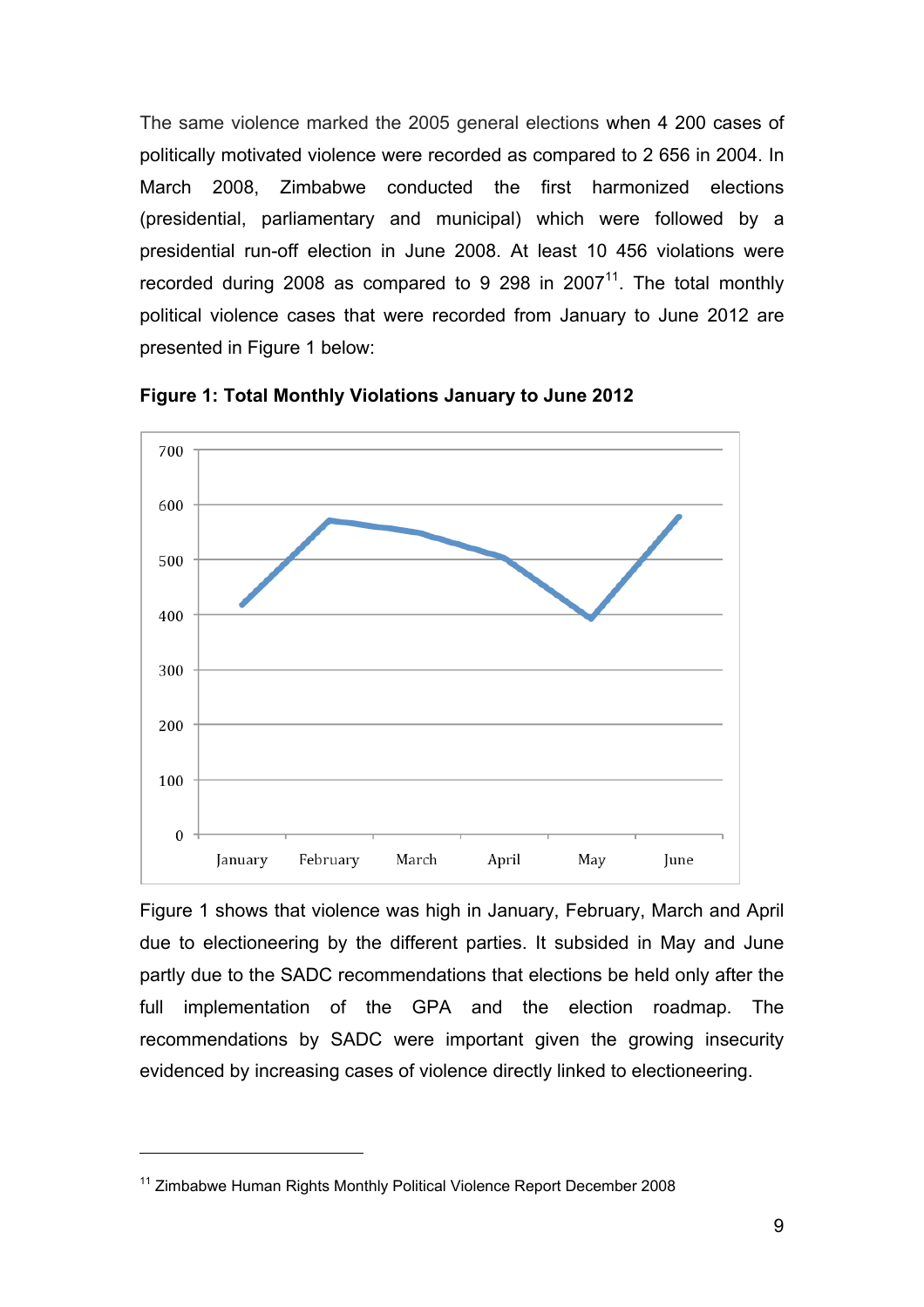The same violence marked the 2005 general elections when 4 200 cases of politically motivated violence were recorded as compared to 2 656 in 2004. In March 2008, Zimbabwe conducted the first harmonized elections (presidential, parliamentary and municipal) which were followed by a presidential run-off election in June 2008. At least 10 456 violations were recorded during 2008 as compared to 9 298 in 2007[11]. The total monthly political violence cases that were recorded from January to June 2012 are presented in Figure 1 below:

**Figure 1: Total Monthly Violations January to June 2012**

Figure 1 shows that violence was high in January, February, March and April due to electioneering by the different parties. It subsided in May and June partly due to the SADC recommendations that elections be held only after the full implementation of the GPA and the election roadmap. The recommendations by SADC were important given the growing insecurity evidenced by increasing cases of violence directly linked to electioneering.

---

[11] Zimbabwe Human Rights Monthly Political Violence Report December 2008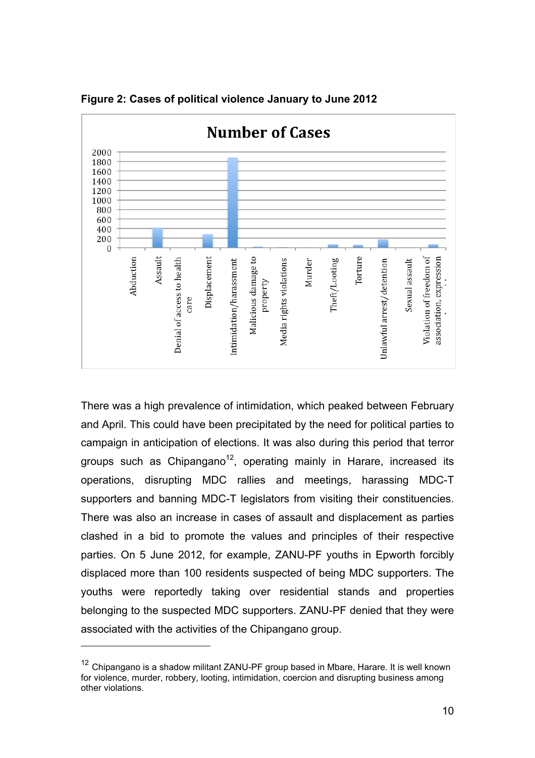**Figure 2: Cases of political violence January to June 2012**

There was a high prevalence of intimidation, which peaked between February and April. This could have been precipitated by the need for political parties to campaign in anticipation of elections. It was also during this period that terror groups such as Chipangano[12], operating mainly in Harare, increased its operations, disrupting MDC rallies and meetings, harassing MDC-T supporters and banning MDC-T legislators from visiting their constituencies. There was also an increase in cases of assault and displacement as parties clashed in a bid to promote the values and principles of their respective parties. On 5 June 2012, for example, ZANU-PF youths in Epworth forcibly displaced more than 100 residents suspected of being MDC supporters. The youths were reportedly taking over residential stands and properties belonging to the suspected MDC supporters. ZANU-PF denied that they were associated with the activities of the Chipangano group.

---

[12] Chipangano is a shadow militant ZANU-PF group based in Mbare, Harare. It is well known for violence, murder, robbery, looting, intimidation, coercion and disrupting business among other violations.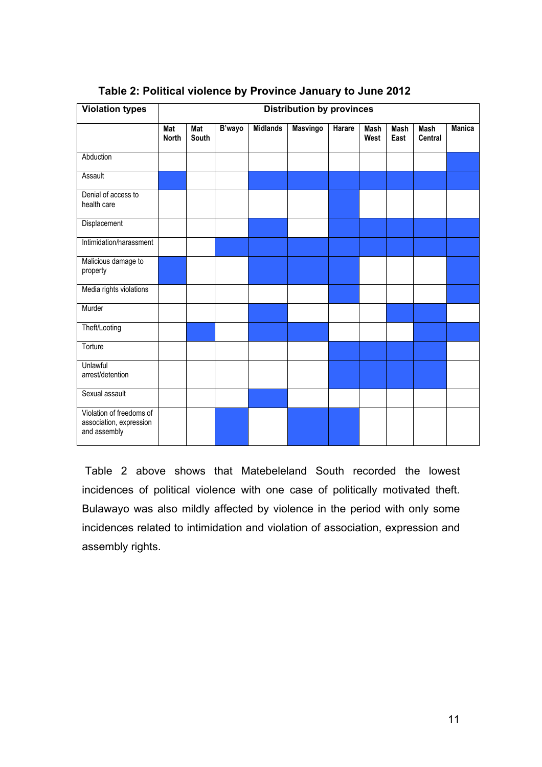**Table 2: Political violence by Province January to June 2012**

| Violation types | Distribution by provinces | | | | | | | | | |
|---|---|---|---|---|---|---|---|---|---|---|
| | Mat North | Mat South | B'wayo | Midlands | Masvingo | Harare | Mash West | Mash East | Mash Central | Manica |
| Abduction | | | | | | | | | | ■ |
| Assault | ■ | | | ■ | ■ | ■ | ■ | ■ | ■ | ■ |
| Denial of access to health care | | | | | | ■ | | | | |
| Displacement | | | | ■ | | ■ | ■ | ■ | ■ | ■ |
| Intimidation/harassment | | | ■ | ■ | ■ | ■ | ■ | ■ | ■ | ■ |
| Malicious damage to property | ■ | | | ■ | ■ | ■ | | | | ■ |
| Media rights violations | | | | | | ■ | | | | ■ |
| Murder | | | | ■ | | | | ■ | ■ | |
| Theft/Looting | | ■ | | ■ | ■ | | | | ■ | ■ |
| Torture | | | | | | ■ | ■ | ■ | ■ | |
| Unlawful arrest/detention | | | | | | ■ | ■ | ■ | ■ | |
| Sexual assault | | | | ■ | | | | | | |
| Violation of freedoms of association, expression and assembly | | | ■ | | ■ | ■ | | | | |

Table 2 above shows that Matebeleland South recorded the lowest incidences of political violence with one case of politically motivated theft. Bulawayo was also mildly affected by violence in the period with only some incidences related to intimidation and violation of association, expression and assembly rights.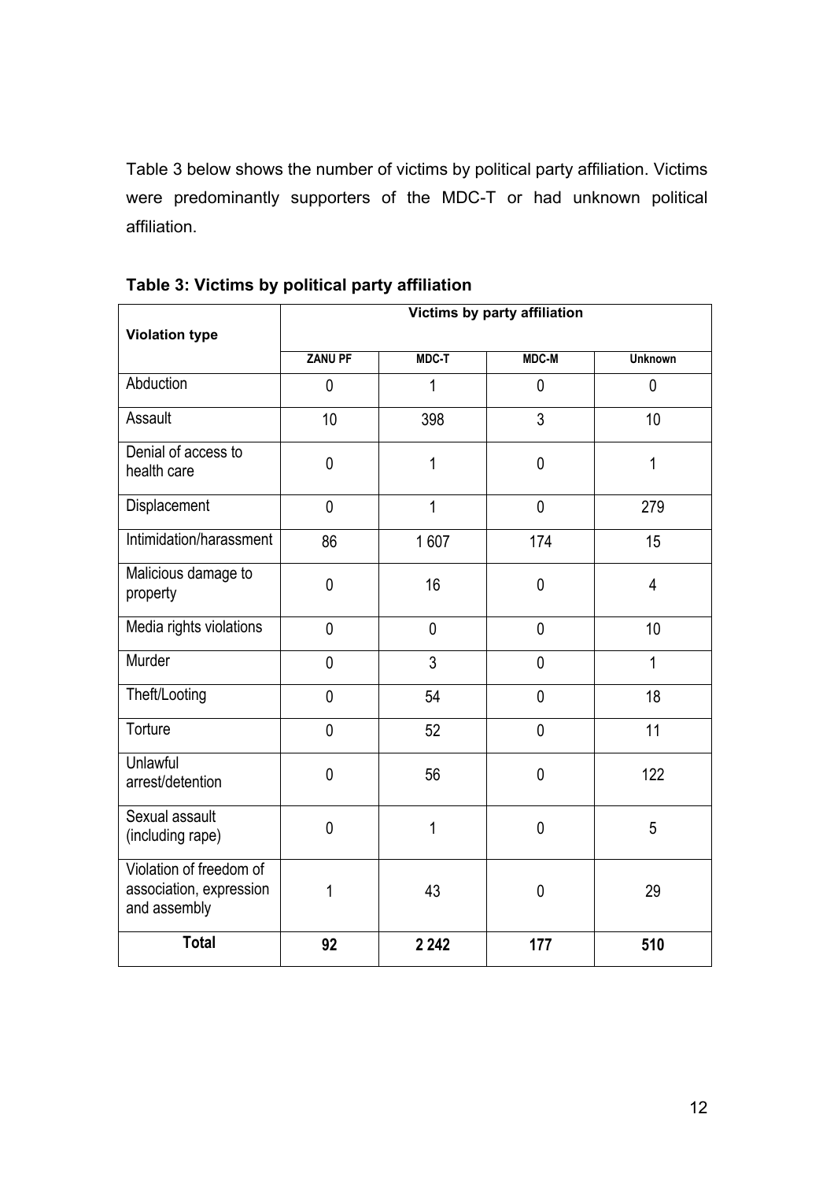Table 3 below shows the number of victims by political party affiliation. Victims were predominantly supporters of the MDC-T or had unknown political affiliation.

**Table 3: Victims by political party affiliation**

| Violation type | Victims by party affiliation | | | |
|---|---|---|---|---|
| | ZANU PF | MDC-T | MDC-M | Unknown |
| Abduction | 0 | 1 | 0 | 0 |
| Assault | 10 | 398 | 3 | 10 |
| Denial of access to health care | 0 | 1 | 0 | 1 |
| Displacement | 0 | 1 | 0 | 279 |
| Intimidation/harassment | 86 | 1 607 | 174 | 15 |
| Malicious damage to property | 0 | 16 | 0 | 4 |
| Media rights violations | 0 | 0 | 0 | 10 |
| Murder | 0 | 3 | 0 | 1 |
| Theft/Looting | 0 | 54 | 0 | 18 |
| Torture | 0 | 52 | 0 | 11 |
| Unlawful arrest/detention | 0 | 56 | 0 | 122 |
| Sexual assault (including rape) | 0 | 1 | 0 | 5 |
| Violation of freedom of association, expression and assembly | 1 | 43 | 0 | 29 |
| **Total** | **92** | **2 242** | **177** | **510** |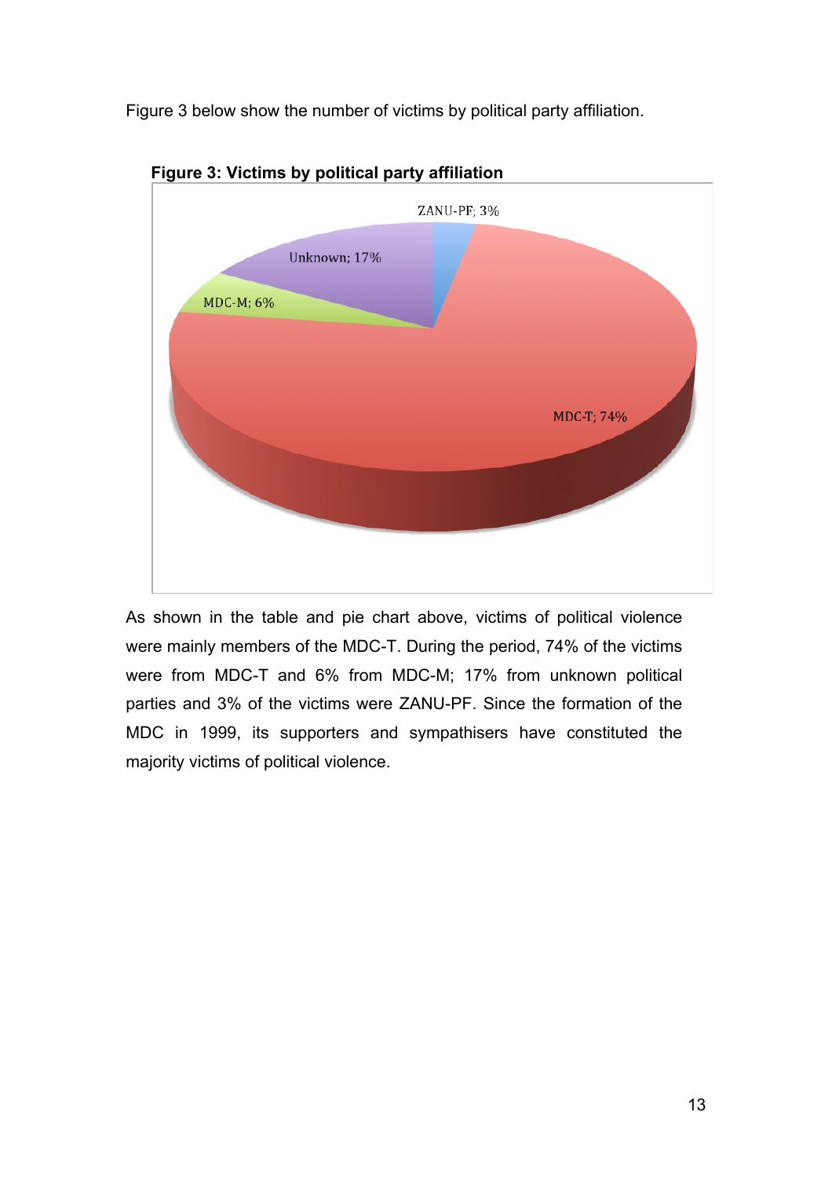Figure 3 below show the number of victims by political party affiliation.

**Figure 3: Victims by political party affiliation**

ZANU-PF; 3%

Unknown; 17%

MDC-M; 6%

MDC-T; 74%

As shown in the table and pie chart above, victims of political violence were mainly members of the MDC-T. During the period, 74% of the victims were from MDC-T and 6% from MDC-M; 17% from unknown political parties and 3% of the victims were ZANU-PF. Since the formation of the MDC in 1999, its supporters and sympathisers have constituted the majority victims of political violence.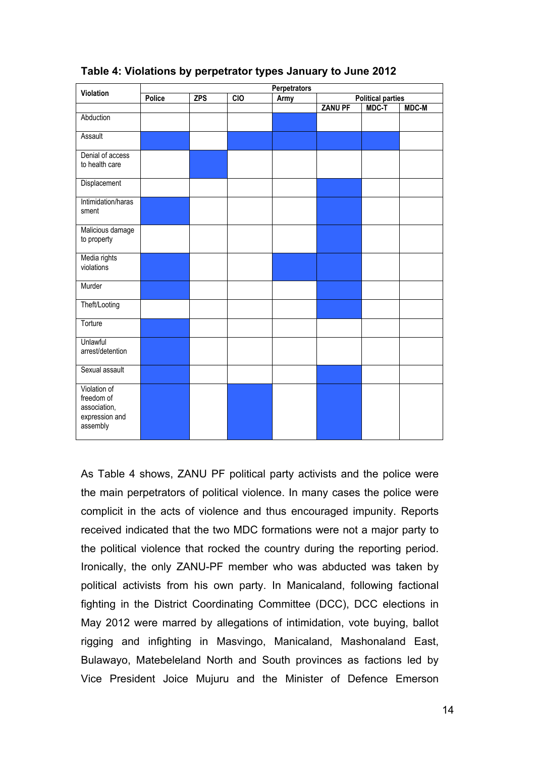**Table 4: Violations by perpetrator types January to June 2012**

| Violation | Perpetrators | | | | | | |
|---|---|---|---|---|---|---|---|
| | Police | ZPS | CIO | Army | Political parties | | |
| | | | | | ZANU PF | MDC-T | MDC-M |
| Abduction | | | | ■ | | | |
| Assault | ■ | | ■ | ■ | ■ | ■ | |
| Denial of access to health care | | ■ | | | | | |
| Displacement | | | | | ■ | | |
| Intimidation/harassment | ■ | | | | ■ | | |
| Malicious damage to property | | | | | ■ | | |
| Media rights violations | ■ | | | ■ | ■ | | |
| Murder | ■ | | | | ■ | | |
| Theft/Looting | | | | | ■ | | |
| Torture | ■ | | | | | | |
| Unlawful arrest/detention | ■ | | | | | | |
| Sexual assault | ■ | | | | ■ | | |
| Violation of freedom of association, expression and assembly | ■ | | ■ | | ■ | | |

As Table 4 shows, ZANU PF political party activists and the police were the main perpetrators of political violence. In many cases the police were complicit in the acts of violence and thus encouraged impunity. Reports received indicated that the two MDC formations were not a major party to the political violence that rocked the country during the reporting period. Ironically, the only ZANU-PF member who was abducted was taken by political activists from his own party. In Manicaland, following factional fighting in the District Coordinating Committee (DCC), DCC elections in May 2012 were marred by allegations of intimidation, vote buying, ballot rigging and infighting in Masvingo, Manicaland, Mashonaland East, Bulawayo, Matebeleland North and South provinces as factions led by Vice President Joice Mujuru and the Minister of Defence Emerson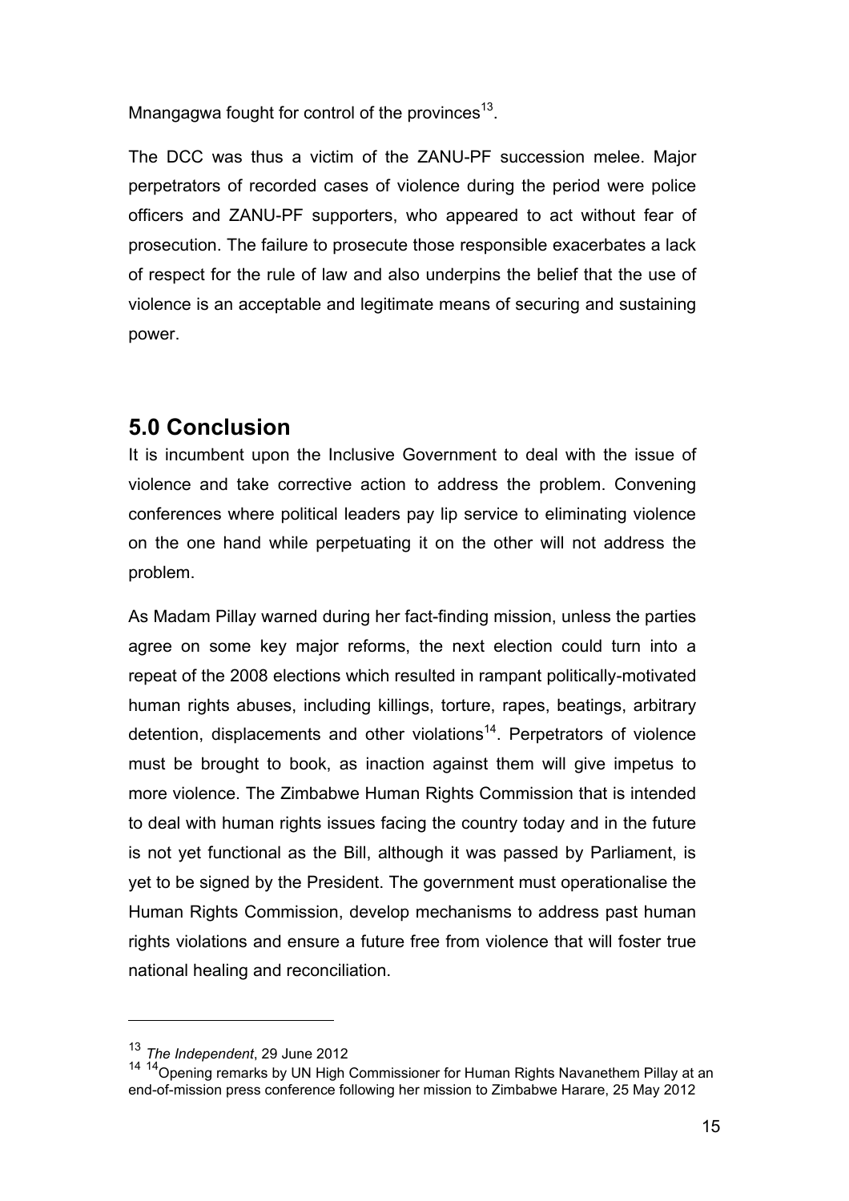Mnangagwa fought for control of the provinces[13].

The DCC was thus a victim of the ZANU-PF succession melee. Major perpetrators of recorded cases of violence during the period were police officers and ZANU-PF supporters, who appeared to act without fear of prosecution. The failure to prosecute those responsible exacerbates a lack of respect for the rule of law and also underpins the belief that the use of violence is an acceptable and legitimate means of securing and sustaining power.

## 5.0 Conclusion

It is incumbent upon the Inclusive Government to deal with the issue of violence and take corrective action to address the problem. Convening conferences where political leaders pay lip service to eliminating violence on the one hand while perpetuating it on the other will not address the problem.

As Madam Pillay warned during her fact-finding mission, unless the parties agree on some key major reforms, the next election could turn into a repeat of the 2008 elections which resulted in rampant politically-motivated human rights abuses, including killings, torture, rapes, beatings, arbitrary detention, displacements and other violations[14]. Perpetrators of violence must be brought to book, as inaction against them will give impetus to more violence. The Zimbabwe Human Rights Commission that is intended to deal with human rights issues facing the country today and in the future is not yet functional as the Bill, although it was passed by Parliament, is yet to be signed by the President. The government must operationalise the Human Rights Commission, develop mechanisms to address past human rights violations and ensure a future free from violence that will foster true national healing and reconciliation.

---

[13] *The Independent*, 29 June 2012

[14] [14]Opening remarks by UN High Commissioner for Human Rights Navanethem Pillay at an end-of-mission press conference following her mission to Zimbabwe Harare, 25 May 2012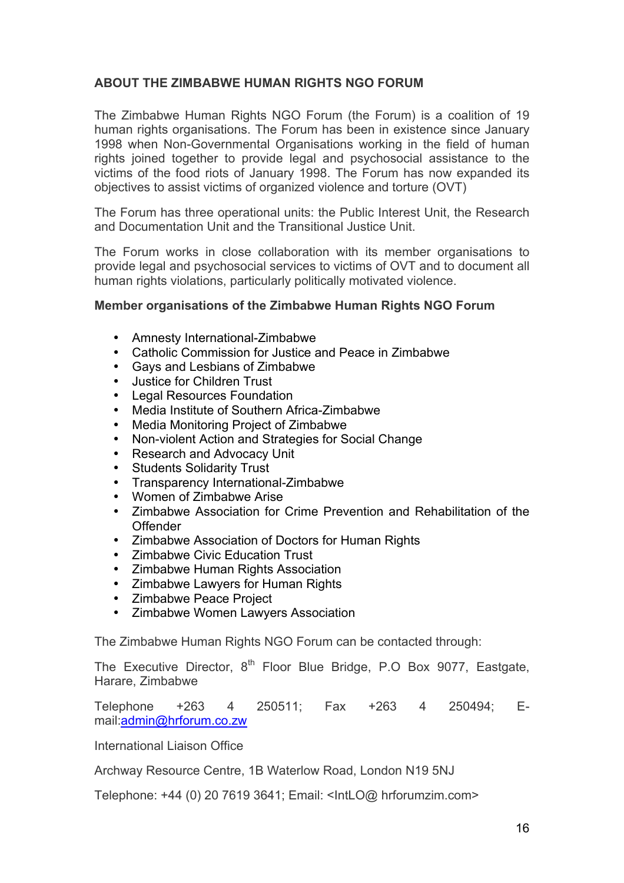## ABOUT THE ZIMBABWE HUMAN RIGHTS NGO FORUM

The Zimbabwe Human Rights NGO Forum (the Forum) is a coalition of 19 human rights organisations. The Forum has been in existence since January 1998 when Non-Governmental Organisations working in the field of human rights joined together to provide legal and psychosocial assistance to the victims of the food riots of January 1998. The Forum has now expanded its objectives to assist victims of organized violence and torture (OVT)

The Forum has three operational units: the Public Interest Unit, the Research and Documentation Unit and the Transitional Justice Unit.

The Forum works in close collaboration with its member organisations to provide legal and psychosocial services to victims of OVT and to document all human rights violations, particularly politically motivated violence.

### Member organisations of the Zimbabwe Human Rights NGO Forum

- Amnesty International-Zimbabwe
- Catholic Commission for Justice and Peace in Zimbabwe
- Gays and Lesbians of Zimbabwe
- Justice for Children Trust
- Legal Resources Foundation
- Media Institute of Southern Africa-Zimbabwe
- Media Monitoring Project of Zimbabwe
- Non-violent Action and Strategies for Social Change
- Research and Advocacy Unit
- Students Solidarity Trust
- Transparency International-Zimbabwe
- Women of Zimbabwe Arise
- Zimbabwe Association for Crime Prevention and Rehabilitation of the Offender
- Zimbabwe Association of Doctors for Human Rights
- Zimbabwe Civic Education Trust
- Zimbabwe Human Rights Association
- Zimbabwe Lawyers for Human Rights
- Zimbabwe Peace Project
- Zimbabwe Women Lawyers Association

The Zimbabwe Human Rights NGO Forum can be contacted through:

The Executive Director, 8th Floor Blue Bridge, P.O Box 9077, Eastgate, Harare, Zimbabwe

Telephone +263 4 250511; Fax +263 4 250494; E-mail:admin@hrforum.co.zw

International Liaison Office

Archway Resource Centre, 1B Waterlow Road, London N19 5NJ

Telephone: +44 (0) 20 7619 3641; Email: <IntLO@ hrforumzim.com>